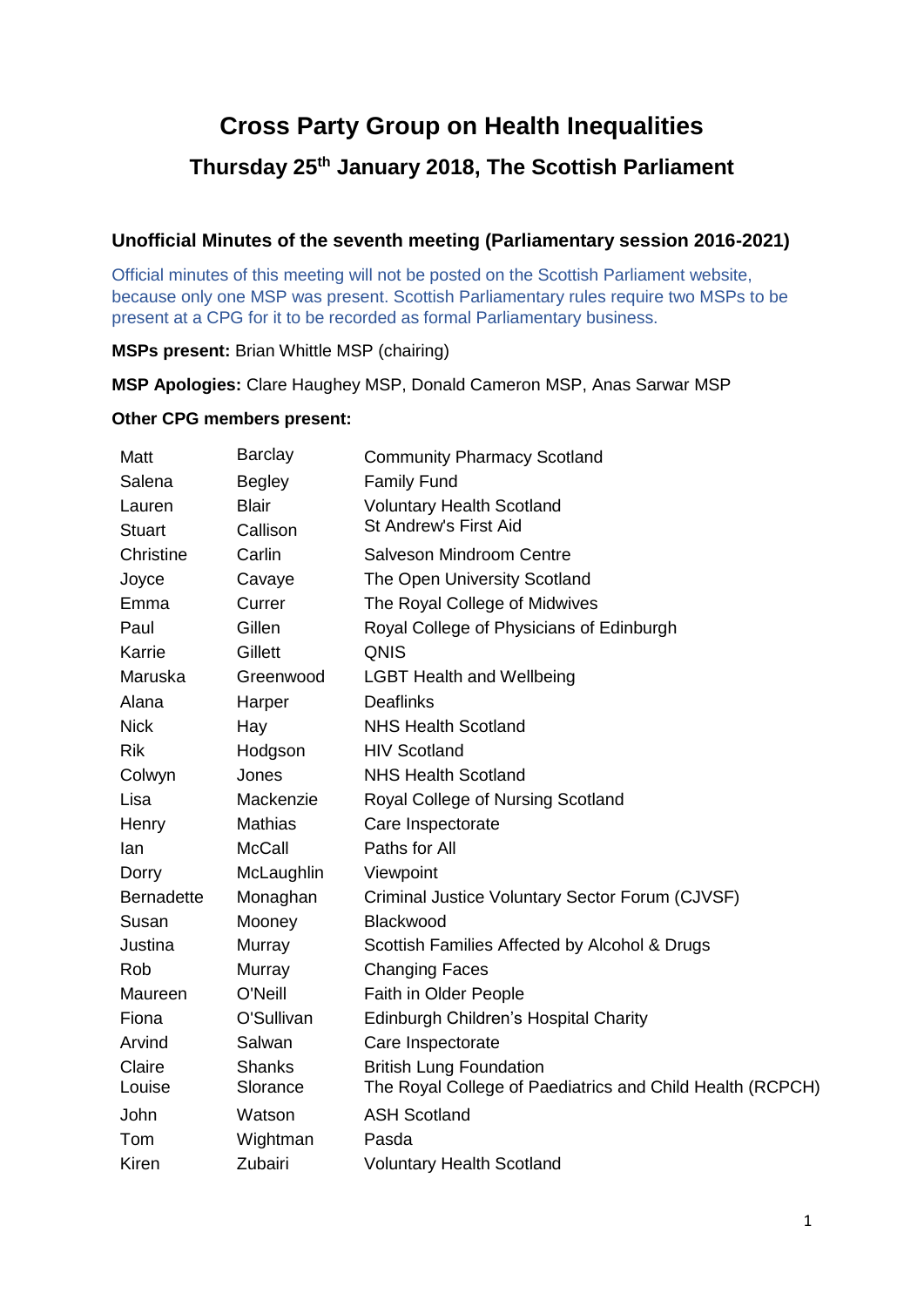# Cross Party Group on Health Inequalities

## Thursday 25th January 2018, The Scottish Parliament

### Unofficial Minutes of the seventh meeting (Parliamentary session 2016-2021)

Official minutes of this meeting will not be posted on the Scottish Parliament website, because only one MSP was present. Scottish Parliamentary rules require two MSPs to be present at a CPG for it to be recorded as formal Parliamentary business.

**MSPs present:** Brian Whittle MSP (chairing)

**MSP Apologies:** Clare Haughey MSP, Donald Cameron MSP, Anas Sarwar MSP

**Other CPG members present:**

| | | |
|---|---|---|
| Matt | Barclay | Community Pharmacy Scotland |
| Salena | Begley | Family Fund |
| Lauren | Blair | Voluntary Health Scotland |
| Stuart | Callison | St Andrew's First Aid |
| Christine | Carlin | Salveson Mindroom Centre |
| Joyce | Cavaye | The Open University Scotland |
| Emma | Currer | The Royal College of Midwives |
| Paul | Gillen | Royal College of Physicians of Edinburgh |
| Karrie | Gillett | QNIS |
| Maruska | Greenwood | LGBT Health and Wellbeing |
| Alana | Harper | Deaflinks |
| Nick | Hay | NHS Health Scotland |
| Rik | Hodgson | HIV Scotland |
| Colwyn | Jones | NHS Health Scotland |
| Lisa | Mackenzie | Royal College of Nursing Scotland |
| Henry | Mathias | Care Inspectorate |
| Ian | McCall | Paths for All |
| Dorry | McLaughlin | Viewpoint |
| Bernadette | Monaghan | Criminal Justice Voluntary Sector Forum (CJVSF) |
| Susan | Mooney | Blackwood |
| Justina | Murray | Scottish Families Affected by Alcohol & Drugs |
| Rob | Murray | Changing Faces |
| Maureen | O'Neill | Faith in Older People |
| Fiona | O'Sullivan | Edinburgh Children's Hospital Charity |
| Arvind | Salwan | Care Inspectorate |
| Claire | Shanks | British Lung Foundation |
| Louise | Slorance | The Royal College of Paediatrics and Child Health (RCPCH) |
| John | Watson | ASH Scotland |
| Tom | Wightman | Pasda |
| Kiren | Zubairi | Voluntary Health Scotland |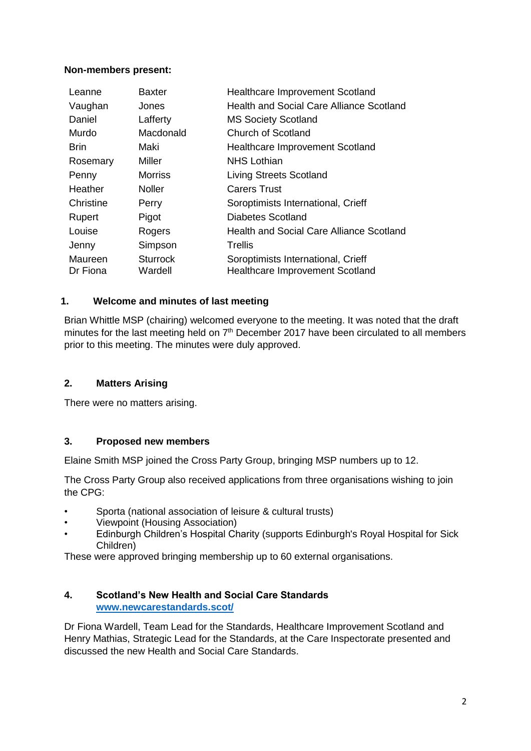**Non-members present:**

| | | |
|---|---|---|
| Leanne | Baxter | Healthcare Improvement Scotland |
| Vaughan | Jones | Health and Social Care Alliance Scotland |
| Daniel | Lafferty | MS Society Scotland |
| Murdo | Macdonald | Church of Scotland |
| Brin | Maki | Healthcare Improvement Scotland |
| Rosemary | Miller | NHS Lothian |
| Penny | Morriss | Living Streets Scotland |
| Heather | Noller | Carers Trust |
| Christine | Perry | Soroptimists International, Crieff |
| Rupert | Pigot | Diabetes Scotland |
| Louise | Rogers | Health and Social Care Alliance Scotland |
| Jenny | Simpson | Trellis |
| Maureen | Sturrock | Soroptimists International, Crieff |
| Dr Fiona | Wardell | Healthcare Improvement Scotland |

## 1. Welcome and minutes of last meeting

Brian Whittle MSP (chairing) welcomed everyone to the meeting. It was noted that the draft minutes for the last meeting held on 7th December 2017 have been circulated to all members prior to this meeting. The minutes were duly approved.

## 2. Matters Arising

There were no matters arising.

## 3. Proposed new members

Elaine Smith MSP joined the Cross Party Group, bringing MSP numbers up to 12.

The Cross Party Group also received applications from three organisations wishing to join the CPG:

- Sporta (national association of leisure & cultural trusts)
- Viewpoint (Housing Association)
- Edinburgh Children's Hospital Charity (supports Edinburgh's Royal Hospital for Sick Children)

These were approved bringing membership up to 60 external organisations.

## 4. Scotland's New Health and Social Care Standards

**www.newcarestandards.scot/**

Dr Fiona Wardell, Team Lead for the Standards, Healthcare Improvement Scotland and Henry Mathias, Strategic Lead for the Standards, at the Care Inspectorate presented and discussed the new Health and Social Care Standards.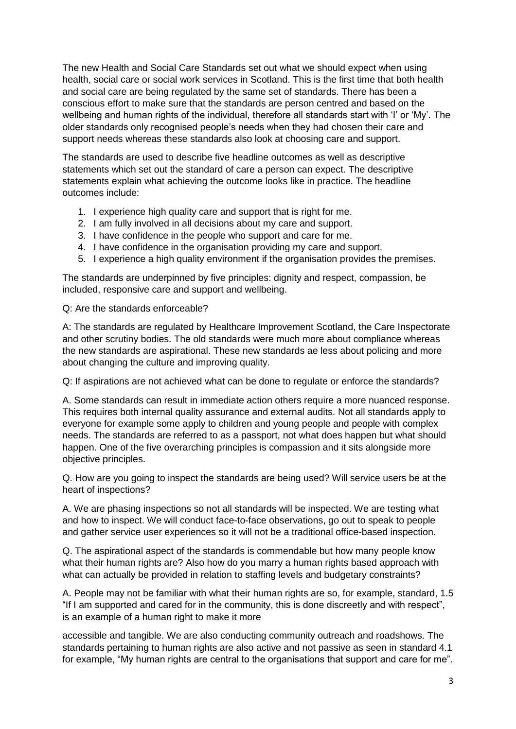The new Health and Social Care Standards set out what we should expect when using health, social care or social work services in Scotland. This is the first time that both health and social care are being regulated by the same set of standards. There has been a conscious effort to make sure that the standards are person centred and based on the wellbeing and human rights of the individual, therefore all standards start with 'I' or 'My'. The older standards only recognised people's needs when they had chosen their care and support needs whereas these standards also look at choosing care and support.

The standards are used to describe five headline outcomes as well as descriptive statements which set out the standard of care a person can expect. The descriptive statements explain what achieving the outcome looks like in practice. The headline outcomes include:

1. I experience high quality care and support that is right for me.
2. I am fully involved in all decisions about my care and support.
3. I have confidence in the people who support and care for me.
4. I have confidence in the organisation providing my care and support.
5. I experience a high quality environment if the organisation provides the premises.

The standards are underpinned by five principles: dignity and respect, compassion, be included, responsive care and support and wellbeing.

Q: Are the standards enforceable?

A: The standards are regulated by Healthcare Improvement Scotland, the Care Inspectorate and other scrutiny bodies. The old standards were much more about compliance whereas the new standards are aspirational. These new standards ae less about policing and more about changing the culture and improving quality.

Q: If aspirations are not achieved what can be done to regulate or enforce the standards?

A. Some standards can result in immediate action others require a more nuanced response. This requires both internal quality assurance and external audits. Not all standards apply to everyone for example some apply to children and young people and people with complex needs. The standards are referred to as a passport, not what does happen but what should happen. One of the five overarching principles is compassion and it sits alongside more objective principles.

Q. How are you going to inspect the standards are being used? Will service users be at the heart of inspections?

A. We are phasing inspections so not all standards will be inspected. We are testing what and how to inspect. We will conduct face-to-face observations, go out to speak to people and gather service user experiences so it will not be a traditional office-based inspection.

Q. The aspirational aspect of the standards is commendable but how many people know what their human rights are? Also how do you marry a human rights based approach with what can actually be provided in relation to staffing levels and budgetary constraints?

A. People may not be familiar with what their human rights are so, for example, standard, 1.5 "If I am supported and cared for in the community, this is done discreetly and with respect", is an example of a human right to make it more accessible and tangible. We are also conducting community outreach and roadshows. The standards pertaining to human rights are also active and not passive as seen in standard 4.1 for example, "My human rights are central to the organisations that support and care for me".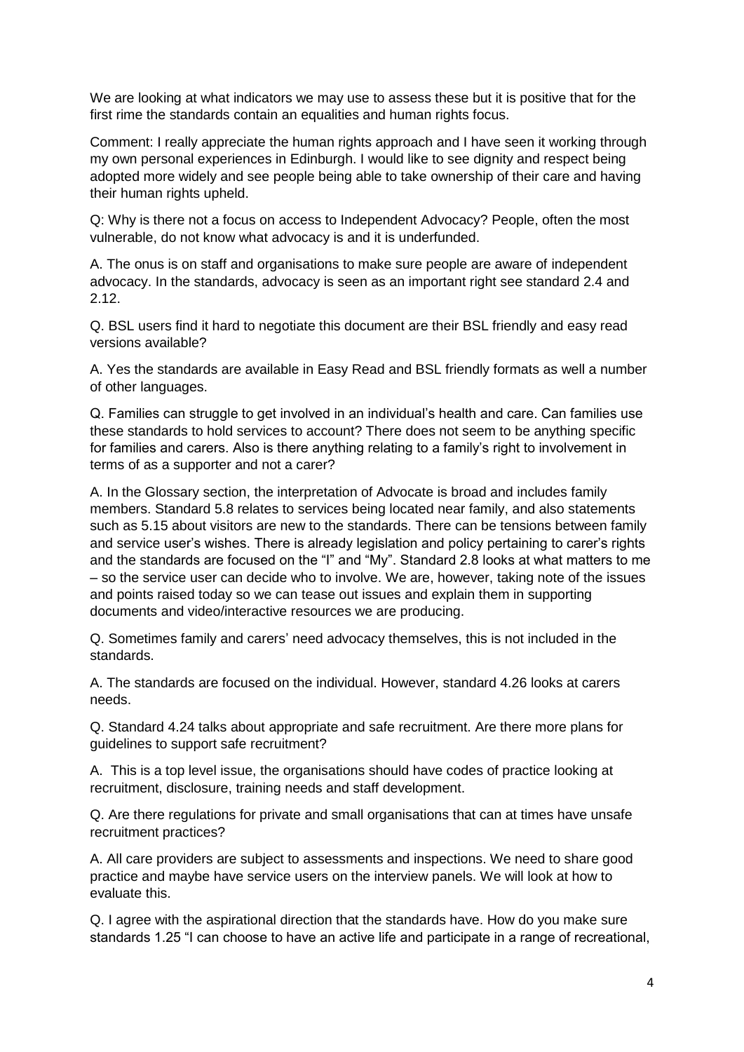We are looking at what indicators we may use to assess these but it is positive that for the first rime the standards contain an equalities and human rights focus.

Comment: I really appreciate the human rights approach and I have seen it working through my own personal experiences in Edinburgh. I would like to see dignity and respect being adopted more widely and see people being able to take ownership of their care and having their human rights upheld.

Q: Why is there not a focus on access to Independent Advocacy? People, often the most vulnerable, do not know what advocacy is and it is underfunded.

A. The onus is on staff and organisations to make sure people are aware of independent advocacy. In the standards, advocacy is seen as an important right see standard 2.4 and 2.12.

Q. BSL users find it hard to negotiate this document are their BSL friendly and easy read versions available?

A. Yes the standards are available in Easy Read and BSL friendly formats as well a number of other languages.

Q. Families can struggle to get involved in an individual's health and care. Can families use these standards to hold services to account? There does not seem to be anything specific for families and carers. Also is there anything relating to a family's right to involvement in terms of as a supporter and not a carer?

A. In the Glossary section, the interpretation of Advocate is broad and includes family members. Standard 5.8 relates to services being located near family, and also statements such as 5.15 about visitors are new to the standards. There can be tensions between family and service user's wishes. There is already legislation and policy pertaining to carer's rights and the standards are focused on the "I" and "My". Standard 2.8 looks at what matters to me – so the service user can decide who to involve. We are, however, taking note of the issues and points raised today so we can tease out issues and explain them in supporting documents and video/interactive resources we are producing.

Q. Sometimes family and carers' need advocacy themselves, this is not included in the standards.

A. The standards are focused on the individual. However, standard 4.26 looks at carers needs.

Q. Standard 4.24 talks about appropriate and safe recruitment. Are there more plans for guidelines to support safe recruitment?

A. This is a top level issue, the organisations should have codes of practice looking at recruitment, disclosure, training needs and staff development.

Q. Are there regulations for private and small organisations that can at times have unsafe recruitment practices?

A. All care providers are subject to assessments and inspections. We need to share good practice and maybe have service users on the interview panels. We will look at how to evaluate this.

Q. I agree with the aspirational direction that the standards have. How do you make sure standards 1.25 "I can choose to have an active life and participate in a range of recreational,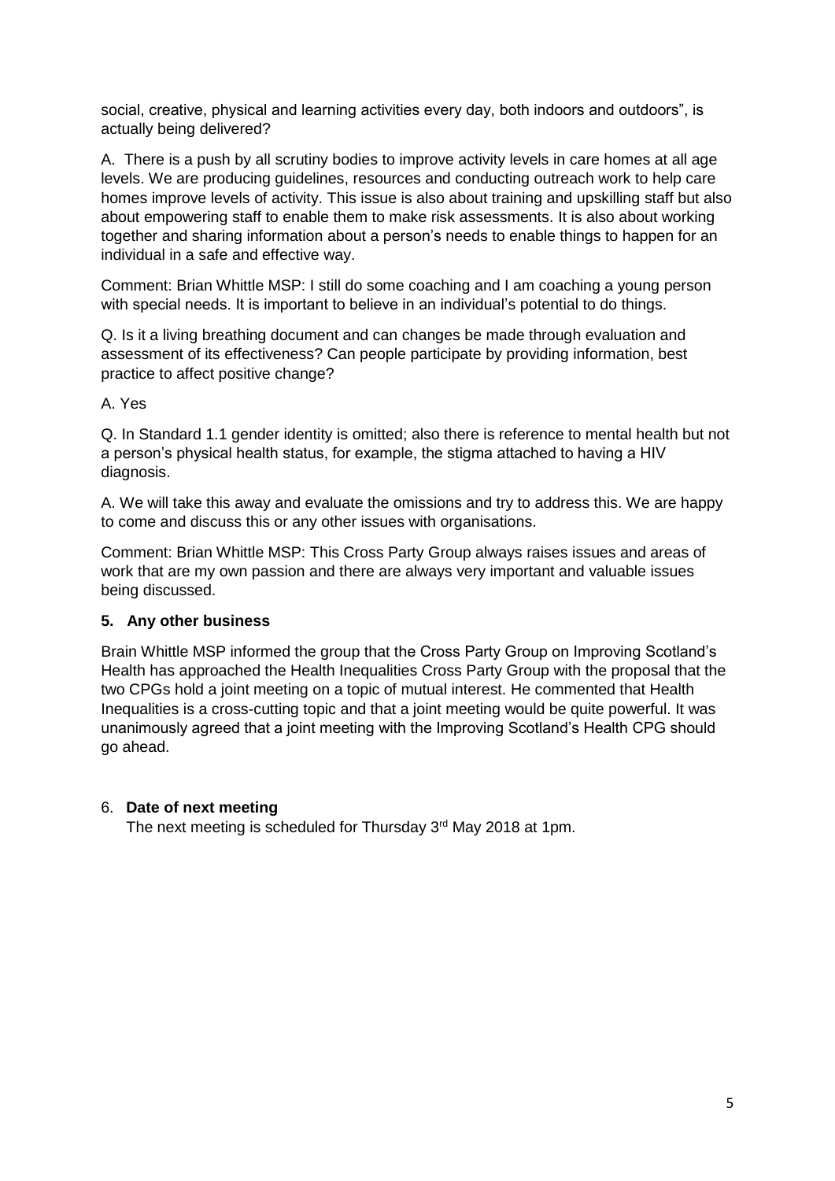social, creative, physical and learning activities every day, both indoors and outdoors", is actually being delivered?

A. There is a push by all scrutiny bodies to improve activity levels in care homes at all age levels. We are producing guidelines, resources and conducting outreach work to help care homes improve levels of activity. This issue is also about training and upskilling staff but also about empowering staff to enable them to make risk assessments. It is also about working together and sharing information about a person's needs to enable things to happen for an individual in a safe and effective way.

Comment: Brian Whittle MSP: I still do some coaching and I am coaching a young person with special needs. It is important to believe in an individual's potential to do things.

Q. Is it a living breathing document and can changes be made through evaluation and assessment of its effectiveness? Can people participate by providing information, best practice to affect positive change?

A. Yes

Q. In Standard 1.1 gender identity is omitted; also there is reference to mental health but not a person's physical health status, for example, the stigma attached to having a HIV diagnosis.

A. We will take this away and evaluate the omissions and try to address this. We are happy to come and discuss this or any other issues with organisations.

Comment: Brian Whittle MSP: This Cross Party Group always raises issues and areas of work that are my own passion and there are always very important and valuable issues being discussed.

### 5. Any other business

Brain Whittle MSP informed the group that the Cross Party Group on Improving Scotland's Health has approached the Health Inequalities Cross Party Group with the proposal that the two CPGs hold a joint meeting on a topic of mutual interest. He commented that Health Inequalities is a cross-cutting topic and that a joint meeting would be quite powerful. It was unanimously agreed that a joint meeting with the Improving Scotland's Health CPG should go ahead.

### 6. Date of next meeting

The next meeting is scheduled for Thursday 3rd May 2018 at 1pm.